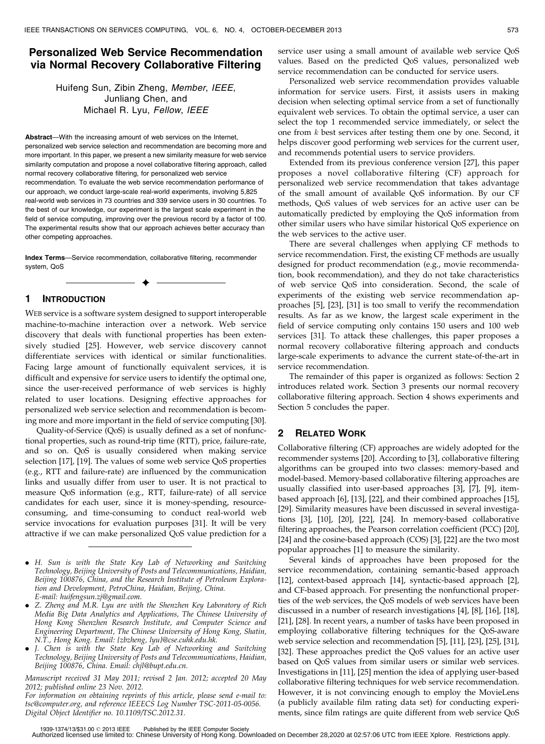# Personalized Web Service Recommendation via Normal Recovery Collaborative Filtering

Huifeng Sun, Zibin Zheng, *Member*, *IEEE*, Junliang Chen, and Michael R. Lyu, *Fellow*, *IEEE*

**Abstract**—With the increasing amount of web services on the Internet, personalized web service selection and recommendation are becoming more and more important. In this paper, we present a new similarity measure for web service similarity computation and propose a novel collaborative filtering approach, called normal recovery collaborative filtering, for personalized web service recommendation. To evaluate the web service recommendation performance of our approach, we conduct large-scale real-world experiments, involving 5,825 real-world web services in 73 countries and 339 service users in 30 countries. To the best of our knowledge, our experiment is the largest scale experiment in the field of service computing, improving over the previous record by a factor of 100. The experimental results show that our approach achieves better accuracy than other competing approaches.

**Index Terms**—Service recommendation, collaborative filtering, recommender system, QoS

## 1 Introduction

Web service is a software system designed to support interoperable machine-to-machine interaction over a network. Web service discovery that deals with functional properties has been extensively studied [25]. However, web service discovery cannot differentiate services with identical or similar functionalities. Facing large amount of functionally equivalent services, it is difficult and expensive for service users to identify the optimal one, since the user-received performance of web services is highly related to user locations. Designing effective approaches for personalized web service selection and recommendation is becoming more and more important in the field of service computing [30].

Quality-of-Service (QoS) is usually defined as a set of nonfunctional properties, such as round-trip time (RTT), price, failure-rate, and so on. QoS is usually considered when making service selection [17], [19]. The values of some web service QoS properties (e.g., RTT and failure-rate) are influenced by the communication links and usually differ from user to user. It is not practical to measure QoS information (e.g., RTT, failure-rate) of all service candidates for each user, since it is money-spending, resource-consuming, and time-consuming to conduct real-world web service invocations for evaluation purposes [31]. It will be very attractive if we can make personalized QoS value prediction for a service user using a small amount of available web service QoS values. Based on the predicted QoS values, personalized web service recommendation can be conducted for service users.

Personalized web service recommendation provides valuable information for service users. First, it assists users in making decision when selecting optimal service from a set of functionally equivalent web services. To obtain the optimal service, a user can select the top 1 recommended service immediately, or select the one from $k$ best services after testing them one by one. Second, it helps discover good performing web services for the current user, and recommends potential users to service providers.

Extended from its previous conference version [27], this paper proposes a novel collaborative filtering (CF) approach for personalized web service recommendation that takes advantage of the small amount of available QoS information. By our CF methods, QoS values of web services for an active user can be automatically predicted by employing the QoS information from other similar users who have similar historical QoS experience on the web services to the active user.

There are several challenges when applying CF methods to service recommendation. First, the existing CF methods are usually designed for product recommendation (e.g., movie recommendation, book recommendation), and they do not take characteristics of web service QoS into consideration. Second, the scale of experiments of the existing web service recommendation approaches [5], [23], [31] is too small to verify the recommendation results. As far as we know, the largest scale experiment in the field of service computing only contains 150 users and 100 web services [31]. To attack these challenges, this paper proposes a normal recovery collaborative filtering approach and conducts large-scale experiments to advance the current state-of-the-art in service recommendation.

The remainder of this paper is organized as follows: Section 2 introduces related work. Section 3 presents our normal recovery collaborative filtering approach. Section 4 shows experiments and Section 5 concludes the paper.

## 2 Related Work

Collaborative filtering (CF) approaches are widely adopted for the recommender systems [20]. According to [3], collaborative filtering algorithms can be grouped into two classes: memory-based and model-based. Memory-based collaborative filtering approaches are usually classified into user-based approaches [3], [7], [9], item-based approach [6], [13], [22], and their combined approaches [15], [29]. Similarity measures have been discussed in several investigations [3], [10], [20], [22], [24]. In memory-based collaborative filtering approaches, the Pearson correlation coefficient (PCC) [20], [24] and the cosine-based approach (COS) [3], [22] are the two most popular approaches [1] to measure the similarity.

Several kinds of approaches have been proposed for the service recommendation, containing semantic-based approach [12], context-based approach [14], syntactic-based approach [2], and CF-based approach. For presenting the nonfunctional properties of the web services, the QoS models of web services have been discussed in a number of research investigations [4], [8], [16], [18], [21], [28]. In recent years, a number of tasks have been proposed in employing collaborative filtering techniques for the QoS-aware web service selection and recommendation [5], [11], [23], [25], [31], [32]. These approaches predict the QoS values for an active user based on QoS values from similar users or similar web services. Investigations in [11], [25] mention the idea of applying user-based collaborative filtering techniques for web service recommendation. However, it is not convincing enough to employ the MovieLens (a publicly available film rating data set) for conducting experiments, since film ratings are quite different from web service QoS

---

- *H. Sun is with the State Key Lab of Networking and Switching Technology, Beijing University of Posts and Telecommunications, Haidian, Beijing 100876, China, and the Research Institute of Petroleum Exploration and Development, PetroChina, Haidian, Beijing, China. E-mail: huifengsun.zj@gmail.com.*
- *Z. Zheng and M.R. Lyu are with the Shenzhen Key Laboratory of Rich Media Big Data Analytics and Applications, The Chinese University of Hong Kong Shenzhen Research Institute, and Computer Science and Engineering Department, The Chinese University of Hong Kong, Shatin, N.T., Hong Kong. Email: {zbzheng, lyu}@cse.cuhk.edu.hk.*
- *J. Chen is with the State Key Lab of Networking and Switching Technology, Beijing University of Posts and Telecommunications, Haidian, Beijing 100876, China. Email: chjl@bupt.edu.cn.*

*Manuscript received 31 May 2011; revised 2 Jan. 2012; accepted 20 May 2012; published online 23 Nov. 2012.*
*For information on obtaining reprints of this article, please send e-mail to: tsc@computer.org, and reference IEEECS Log Number TSC-2011-05-0056. Digital Object Identifier no. 10.1109/TSC.2012.31.*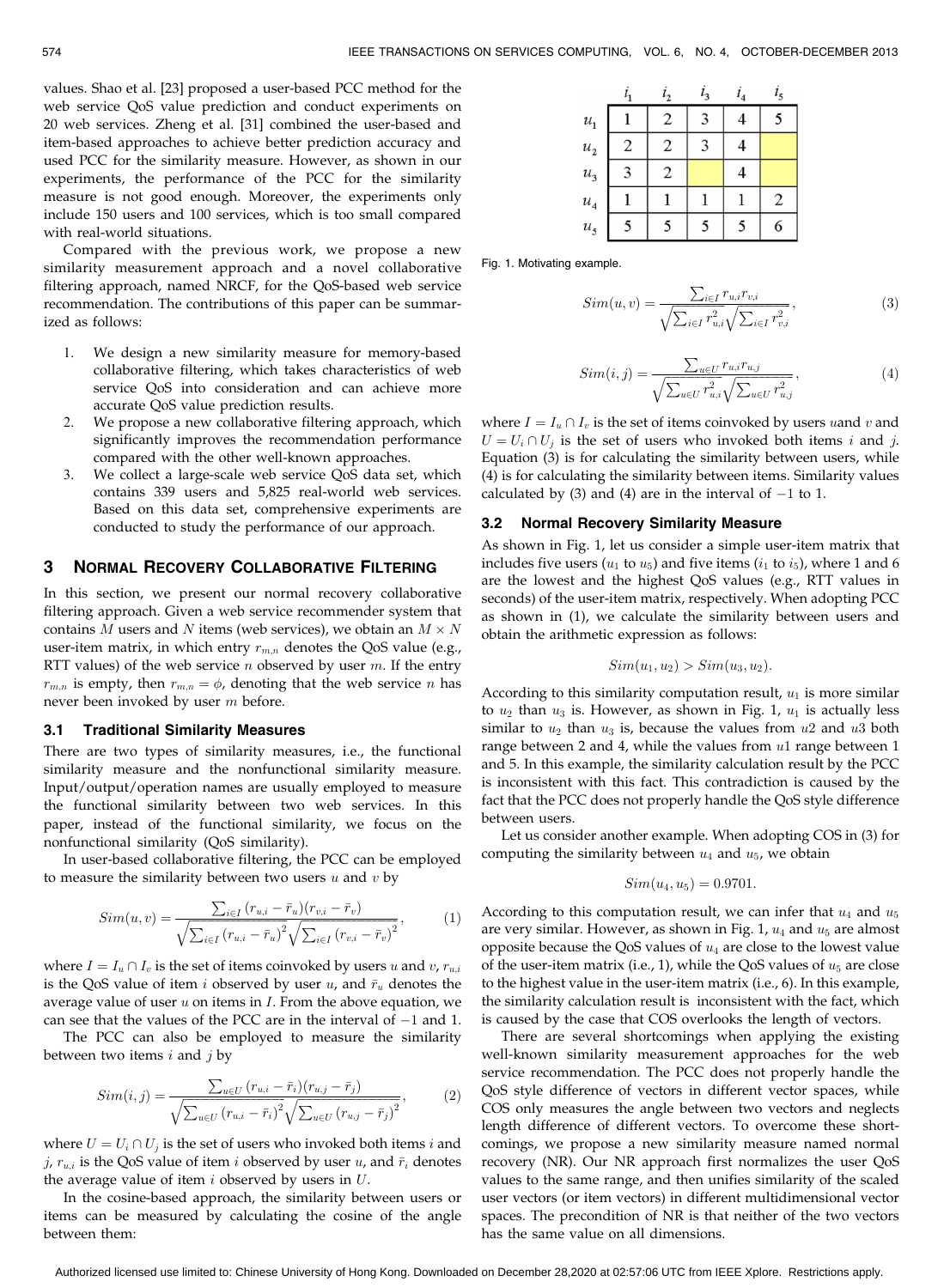values. Shao et al. [23] proposed a user-based PCC method for the web service QoS value prediction and conduct experiments on 20 web services. Zheng et al. [31] combined the user-based and item-based approaches to achieve better prediction accuracy and used PCC for the similarity measure. However, as shown in our experiments, the performance of the PCC for the similarity measure is not good enough. Moreover, the experiments only include 150 users and 100 services, which is too small compared with real-world situations.

Compared with the previous work, we propose a new similarity measurement approach and a novel collaborative filtering approach, named NRCF, for the QoS-based web service recommendation. The contributions of this paper can be summarized as follows:

1. We design a new similarity measure for memory-based collaborative filtering, which takes characteristics of web service QoS into consideration and can achieve more accurate QoS value prediction results.
2. We propose a new collaborative filtering approach, which significantly improves the recommendation performance compared with the other well-known approaches.
3. We collect a large-scale web service QoS data set, which contains 339 users and 5,825 real-world web services. Based on this data set, comprehensive experiments are conducted to study the performance of our approach.

## 3 Normal Recovery Collaborative Filtering

In this section, we present our normal recovery collaborative filtering approach. Given a web service recommender system that contains $M$ users and $N$ items (web services), we obtain an $M \times N$ user-item matrix, in which entry $r_{m,n}$ denotes the QoS value (e.g., RTT values) of the web service $n$ observed by user $m$. If the entry $r_{m,n}$ is empty, then $r_{m,n} = \phi$, denoting that the web service $n$ has never been invoked by user $m$ before.

### 3.1 Traditional Similarity Measures

There are two types of similarity measures, i.e., the functional similarity measure and the nonfunctional similarity measure. Input/output/operation names are usually employed to measure the functional similarity between two web services. In this paper, instead of the functional similarity, we focus on the nonfunctional similarity (QoS similarity).

In user-based collaborative filtering, the PCC can be employed to measure the similarity between two users $u$ and $v$ by

$$Sim(u,v) = \frac{\sum_{i \in I}(r_{u,i} - \bar{r}_u)(r_{v,i} - \bar{r}_v)}{\sqrt{\sum_{i \in I}(r_{u,i} - \bar{r}_u)^2}\sqrt{\sum_{i \in I}(r_{v,i} - \bar{r}_v)^2}}, \tag{1}$$

where $I = I_u \cap I_v$ is the set of items coinvoked by users $u$ and $v$, $r_{u,i}$ is the QoS value of item $i$ observed by user $u$, and $\bar{r}_u$ denotes the average value of user $u$ on items in $I$. From the above equation, we can see that the values of the PCC are in the interval of $-1$ and 1.

The PCC can also be employed to measure the similarity between two items $i$ and $j$ by

$$Sim(i,j) = \frac{\sum_{u \in U}(r_{u,i} - \bar{r}_i)(r_{u,j} - \bar{r}_j)}{\sqrt{\sum_{u \in U}(r_{u,i} - \bar{r}_i)^2}\sqrt{\sum_{u \in U}(r_{u,j} - \bar{r}_j)^2}}, \tag{2}$$

where $U = U_i \cap U_j$ is the set of users who invoked both items $i$ and $j$, $r_{u,i}$ is the QoS value of item $i$ observed by user $u$, and $\bar{r}_i$ denotes the average value of item $i$ observed by users in $U$.

In the cosine-based approach, the similarity between users or items can be measured by calculating the cosine of the angle between them:

|  | $i_1$ | $i_2$ | $i_3$ | $i_4$ | $i_5$ |
|---|---|---|---|---|---|
| $u_1$ | 1 | 2 | 3 | 4 | 5 |
| $u_2$ | 2 | 2 | 3 | 4 |  |
| $u_3$ | 3 | 2 |  | 4 |  |
| $u_4$ | 1 | 1 | 1 | 1 | 2 |
| $u_5$ | 5 | 5 | 5 | 5 | 6 |

Fig. 1. Motivating example.

$$Sim(u,v) = \frac{\sum_{i \in I} r_{u,i} r_{v,i}}{\sqrt{\sum_{i \in I} r_{u,i}^2}\sqrt{\sum_{i \in I} r_{v,i}^2}}, \tag{3}$$

$$Sim(i,j) = \frac{\sum_{u \in U} r_{u,i} r_{u,j}}{\sqrt{\sum_{u \in U} r_{u,i}^2}\sqrt{\sum_{u \in U} r_{u,j}^2}}, \tag{4}$$

where $I = I_u \cap I_v$ is the set of items coinvoked by users $u$and $v$ and $U = U_i \cap U_j$ is the set of users who invoked both items $i$ and $j$. Equation (3) is for calculating the similarity between users, while (4) is for calculating the similarity between items. Similarity values calculated by (3) and (4) are in the interval of $-1$ to 1.

### 3.2 Normal Recovery Similarity Measure

As shown in Fig. 1, let us consider a simple user-item matrix that includes five users ($u_1$ to $u_5$) and five items ($i_1$ to $i_5$), where 1 and 6 are the lowest and the highest QoS values (e.g., RTT values in seconds) of the user-item matrix, respectively. When adopting PCC as shown in (1), we calculate the similarity between users and obtain the arithmetic expression as follows:

$$Sim(u_1, u_2) > Sim(u_3, u_2).$$

According to this similarity computation result, $u_1$ is more similar to $u_2$ than $u_3$ is. However, as shown in Fig. 1, $u_1$ is actually less similar to $u_2$ than $u_3$ is, because the values from $u2$ and $u3$ both range between 2 and 4, while the values from $u1$ range between 1 and 5. In this example, the similarity calculation result by the PCC is inconsistent with this fact. This contradiction is caused by the fact that the PCC does not properly handle the QoS style difference between users.

Let us consider another example. When adopting COS in (3) for computing the similarity between $u_4$ and $u_5$, we obtain

$$Sim(u_4, u_5) = 0.9701.$$

According to this computation result, we can infer that $u_4$ and $u_5$ are very similar. However, as shown in Fig. 1, $u_4$ and $u_5$ are almost opposite because the QoS values of $u_4$ are close to the lowest value of the user-item matrix (i.e., 1), while the QoS values of $u_5$ are close to the highest value in the user-item matrix (i.e., 6). In this example, the similarity calculation result is inconsistent with the fact, which is caused by the case that COS overlooks the length of vectors.

There are several shortcomings when applying the existing well-known similarity measurement approaches for the web service recommendation. The PCC does not properly handle the QoS style difference of vectors in different vector spaces, while COS only measures the angle between two vectors and neglects length difference of different vectors. To overcome these shortcomings, we propose a new similarity measure named normal recovery (NR). Our NR approach first normalizes the user QoS values to the same range, and then unifies similarity of the scaled user vectors (or item vectors) in different multidimensional vector spaces. The precondition of NR is that neither of the two vectors has the same value on all dimensions.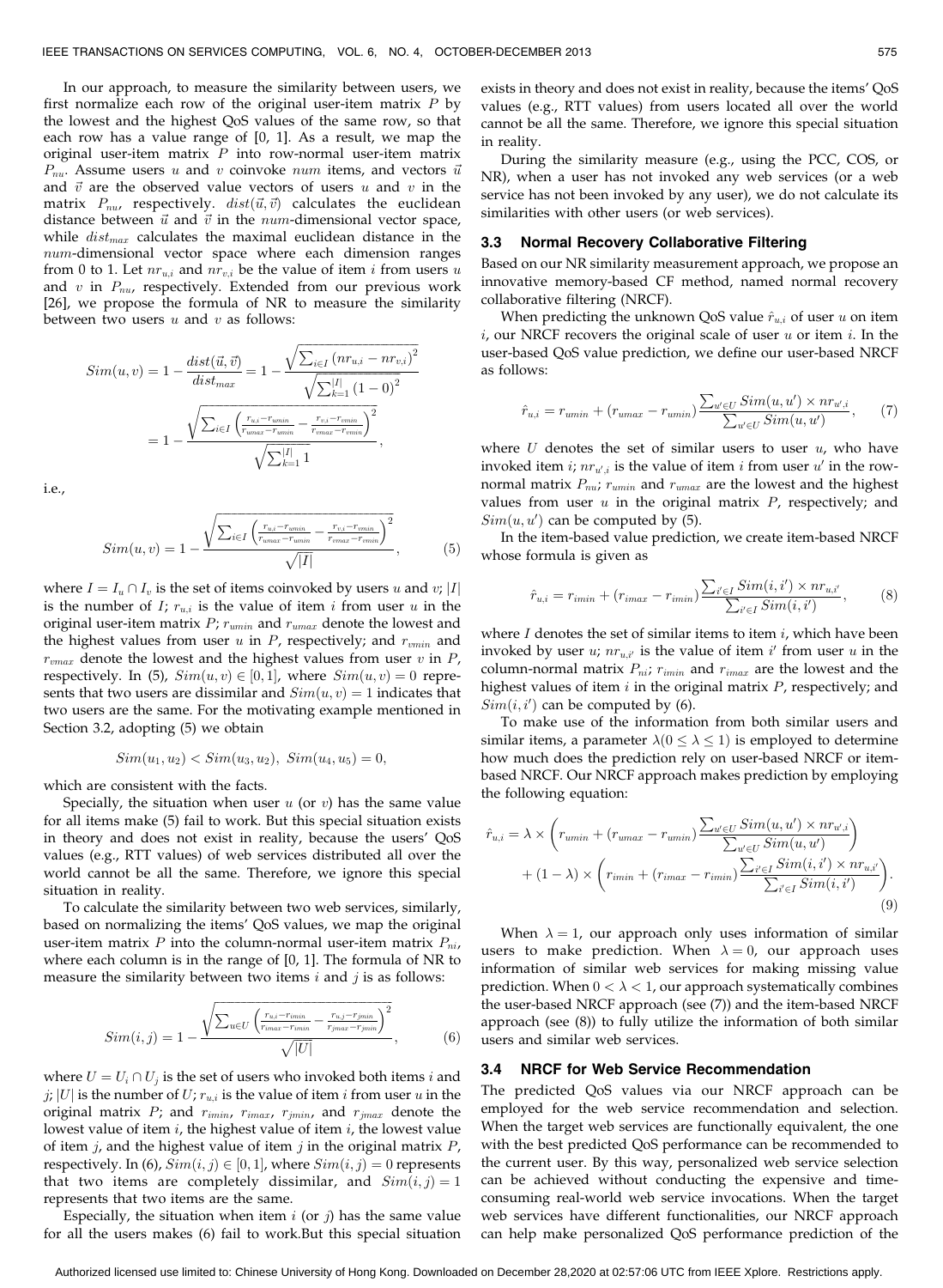In our approach, to measure the similarity between users, we first normalize each row of the original user-item matrix $P$ by the lowest and the highest QoS values of the same row, so that each row has a value range of [0, 1]. As a result, we map the original user-item matrix $P$ into row-normal user-item matrix $P_{nu}$. Assume users $u$ and $v$ coinvoke $num$ items, and vectors $\vec{u}$ and $\vec{v}$ are the observed value vectors of users $u$ and $v$ in the matrix $P_{nu}$, respectively. $dist(\vec{u}, \vec{v})$ calculates the euclidean distance between $\vec{u}$ and $\vec{v}$ in the $num$-dimensional vector space, while $dist_{max}$ calculates the maximal euclidean distance in the $num$-dimensional vector space where each dimension ranges from 0 to 1. Let $nr_{u,i}$ and $nr_{v,i}$ be the value of item $i$ from users $u$ and $v$ in $P_{nu}$, respectively. Extended from our previous work [26], we propose the formula of NR to measure the similarity between two users $u$ and $v$ as follows:

$$Sim(u,v) = 1 - \frac{dist(\vec{u},\vec{v})}{dist_{max}} = 1 - \frac{\sqrt{\sum_{i \in I}(nr_{u,i} - nr_{v,i})^2}}{\sqrt{\sum_{k=1}^{|I|}(1-0)^2}}$$

$$= 1 - \frac{\sqrt{\sum_{i \in I}\left(\frac{r_{u,i} - r_{umin}}{r_{umax} - r_{umin}} - \frac{r_{v,i} - r_{vmin}}{r_{vmax} - r_{vmin}}\right)^2}}{\sqrt{\sum_{k=1}^{|I|} 1}},$$

i.e.,

$$Sim(u,v) = 1 - \frac{\sqrt{\sum_{i \in I}\left(\frac{r_{u,i} - r_{umin}}{r_{umax} - r_{umin}} - \frac{r_{v,i} - r_{vmin}}{r_{vmax} - r_{vmin}}\right)^2}}{\sqrt{|I|}}, \tag{5}$$

where $I = I_u \cap I_v$ is the set of items coinvoked by users $u$ and $v$; $|I|$ is the number of $I$; $r_{u,i}$ is the value of item $i$ from user $u$ in the original user-item matrix $P$; $r_{umin}$ and $r_{umax}$ denote the lowest and the highest values from user $u$ in $P$, respectively; and $r_{vmin}$ and $r_{vmax}$ denote the lowest and the highest values from user $v$ in $P$, respectively. In (5), $Sim(u,v) \in [0,1]$, where $Sim(u,v) = 0$ represents that two users are dissimilar and $Sim(u,v) = 1$ indicates that two users are the same. For the motivating example mentioned in Section 3.2, adopting (5) we obtain

$$Sim(u_1, u_2) < Sim(u_3, u_2), \; Sim(u_4, u_5) = 0,$$

which are consistent with the facts.

Specially, the situation when user $u$ (or $v$) has the same value for all items make (5) fail to work. But this special situation exists in theory and does not exist in reality, because the users' QoS values (e.g., RTT values) of web services distributed all over the world cannot be all the same. Therefore, we ignore this special situation in reality.

To calculate the similarity between two web services, similarly, based on normalizing the items' QoS values, we map the original user-item matrix $P$ into the column-normal user-item matrix $P_{ni}$, where each column is in the range of [0, 1]. The formula of NR to measure the similarity between two items $i$ and $j$ is as follows:

$$Sim(i,j) = 1 - \frac{\sqrt{\sum_{u \in U}\left(\frac{r_{u,i} - r_{imin}}{r_{imax} - r_{imin}} - \frac{r_{u,j} - r_{jmin}}{r_{jmax} - r_{jmin}}\right)^2}}{\sqrt{|U|}}, \tag{6}$$

where $U = U_i \cap U_j$ is the set of users who invoked both items $i$ and $j$; $|U|$ is the number of $U$; $r_{u,i}$ is the value of item $i$ from user $u$ in the original matrix $P$; and $r_{imin}$, $r_{imax}$, $r_{jmin}$, and $r_{jmax}$ denote the lowest value of item $i$, the highest value of item $i$, the lowest value of item $j$, and the highest value of item $j$ in the original matrix $P$, respectively. In (6), $Sim(i,j) \in [0,1]$, where $Sim(i,j) = 0$ represents that two items are completely dissimilar, and $Sim(i,j) = 1$ represents that two items are the same.

Especially, the situation when item $i$ (or $j$) has the same value for all the users makes (6) fail to work.But this special situation exists in theory and does not exist in reality, because the items' QoS values (e.g., RTT values) from users located all over the world cannot be all the same. Therefore, we ignore this special situation in reality.

During the similarity measure (e.g., using the PCC, COS, or NR), when a user has not invoked any web services (or a web service has not been invoked by any user), we do not calculate its similarities with other users (or web services).

### 3.3 Normal Recovery Collaborative Filtering

Based on our NR similarity measurement approach, we propose an innovative memory-based CF method, named normal recovery collaborative filtering (NRCF).

When predicting the unknown QoS value $\hat{r}_{u,i}$ of user $u$ on item $i$, our NRCF recovers the original scale of user $u$ or item $i$. In the user-based QoS value prediction, we define our user-based NRCF as follows:

$$\hat{r}_{u,i} = r_{umin} + (r_{umax} - r_{umin})\frac{\sum_{u' \in U} Sim(u,u') \times nr_{u',i}}{\sum_{u' \in U} Sim(u,u')}, \tag{7}$$

where $U$ denotes the set of similar users to user $u$, who have invoked item $i$; $nr_{u',i}$ is the value of item $i$ from user $u'$ in the row-normal matrix $P_{nu}$; $r_{umin}$ and $r_{umax}$ are the lowest and the highest values from user $u$ in the original matrix $P$, respectively; and $Sim(u,u')$ can be computed by (5).

In the item-based value prediction, we create item-based NRCF whose formula is given as

$$\hat{r}_{u,i} = r_{imin} + (r_{imax} - r_{imin})\frac{\sum_{i' \in I} Sim(i,i') \times nr_{u,i'}}{\sum_{i' \in I} Sim(i,i')}, \tag{8}$$

where $I$ denotes the set of similar items to item $i$, which have been invoked by user $u$; $nr_{u,i'}$ is the value of item $i'$ from user $u$ in the column-normal matrix $P_{ni}$; $r_{imin}$ and $r_{imax}$ are the lowest and the highest values of item $i$ in the original matrix $P$, respectively; and $Sim(i,i')$ can be computed by (6).

To make use of the information from both similar users and similar items, a parameter $\lambda (0 \le \lambda \le 1)$ is employed to determine how much does the prediction rely on user-based NRCF or item-based NRCF. Our NRCF approach makes prediction by employing the following equation:

$$\hat{r}_{u,i} = \lambda \times \left(r_{umin} + (r_{umax} - r_{umin})\frac{\sum_{u' \in U} Sim(u,u') \times nr_{u',i}}{\sum_{u' \in U} Sim(u,u')}\right) + (1-\lambda) \times \left(r_{imin} + (r_{imax} - r_{imin})\frac{\sum_{i' \in I} Sim(i,i') \times nr_{u,i'}}{\sum_{i' \in I} Sim(i,i')}\right). \tag{9}$$

When $\lambda = 1$, our approach only uses information of similar users to make prediction. When $\lambda = 0$, our approach uses information of similar web services for making missing value prediction. When $0 < \lambda < 1$, our approach systematically combines the user-based NRCF approach (see (7)) and the item-based NRCF approach (see (8)) to fully utilize the information of both similar users and similar web services.

### 3.4 NRCF for Web Service Recommendation

The predicted QoS values via our NRCF approach can be employed for the web service recommendation and selection. When the target web services are functionally equivalent, the one with the best predicted QoS performance can be recommended to the current user. By this way, personalized web service selection can be achieved without conducting the expensive and time-consuming real-world web service invocations. When the target web services have different functionalities, our NRCF approach can help make personalized QoS performance prediction of the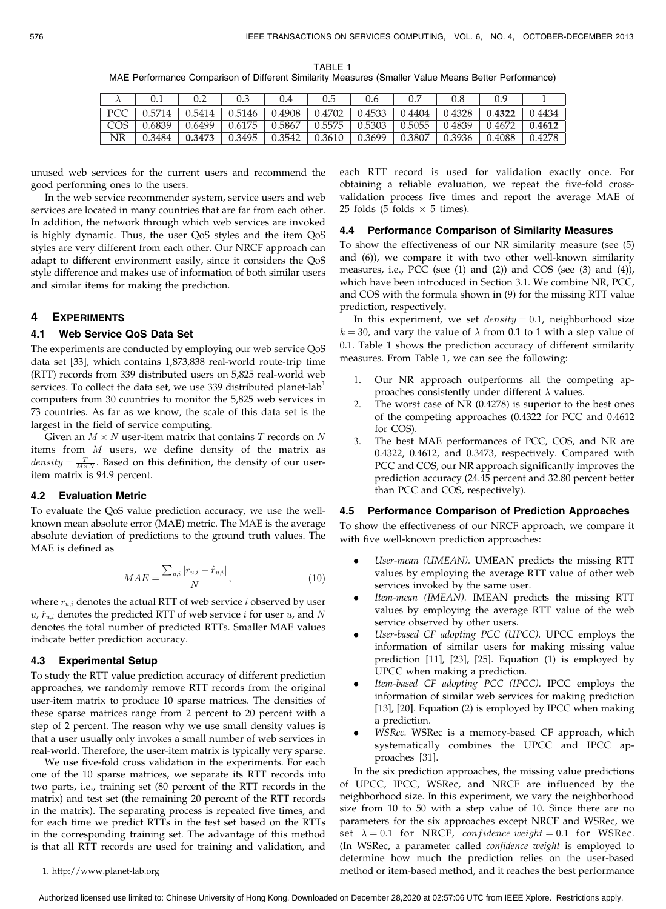TABLE 1
MAE Performance Comparison of Different Similarity Measures (Smaller Value Means Better Performance)

| $\lambda$ | 0.1 | 0.2 | 0.3 | 0.4 | 0.5 | 0.6 | 0.7 | 0.8 | 0.9 | 1 |
|---|---|---|---|---|---|---|---|---|---|---|
| PCC | 0.5714 | 0.5414 | 0.5146 | 0.4908 | 0.4702 | 0.4533 | 0.4404 | 0.4328 | **0.4322** | 0.4434 |
| COS | 0.6839 | 0.6499 | 0.6175 | 0.5867 | 0.5575 | 0.5303 | 0.5055 | 0.4839 | 0.4672 | **0.4612** |
| NR | 0.3484 | **0.3473** | 0.3495 | 0.3542 | 0.3610 | 0.3699 | 0.3807 | 0.3936 | 0.4088 | 0.4278 |

unused web services for the current users and recommend the good performing ones to the users.

In the web service recommender system, service users and web services are located in many countries that are far from each other. In addition, the network through which web services are invoked is highly dynamic. Thus, the user QoS styles and the item QoS styles are very different from each other. Our NRCF approach can adapt to different environment easily, since it considers the QoS style difference and makes use of information of both similar users and similar items for making the prediction.

## 4 Experiments

### 4.1 Web Service QoS Data Set

The experiments are conducted by employing our web service QoS data set [33], which contains 1,873,838 real-world round-trip time (RTT) records from 339 distributed users on 5,825 real-world web services. To collect the data set, we use 339 distributed planet-lab[1] computers from 30 countries to monitor the 5,825 web services in 73 countries. As far as we know, the scale of this data set is the largest in the field of service computing.

Given an $M \times N$ user-item matrix that contains $T$ records on $N$ items from $M$ users, we define density of the matrix as $density = \frac{T}{M \times N}$. Based on this definition, the density of our user-item matrix is 94.9 percent.

### 4.2 Evaluation Metric

To evaluate the QoS value prediction accuracy, we use the well-known mean absolute error (MAE) metric. The MAE is the average absolute deviation of predictions to the ground truth values. The MAE is defined as

$$MAE = \frac{\sum_{u,i} |r_{u,i} - \hat{r}_{u,i}|}{N}, \tag{10}$$

where $r_{u,i}$ denotes the actual RTT of web service $i$ observed by user $u$, $\hat{r}_{u,i}$ denotes the predicted RTT of web service $i$ for user $u$, and $N$ denotes the total number of predicted RTTs. Smaller MAE values indicate better prediction accuracy.

### 4.3 Experimental Setup

To study the RTT value prediction accuracy of different prediction approaches, we randomly remove RTT records from the original user-item matrix to produce 10 sparse matrices. The densities of these sparse matrices range from 2 percent to 20 percent with a step of 2 percent. The reason why we use small density values is that a user usually only invokes a small number of web services in real-world. Therefore, the user-item matrix is typically very sparse.

We use five-fold cross validation in the experiments. For each one of the 10 sparse matrices, we separate its RTT records into two parts, i.e., training set (80 percent of the RTT records in the matrix) and test set (the remaining 20 percent of the RTT records in the matrix). The separating process is repeated five times, and for each time we predict RTTs in the test set based on the RTTs in the corresponding training set. The advantage of this method is that all RTT records are used for training and validation, and each RTT record is used for validation exactly once. For obtaining a reliable evaluation, we repeat the five-fold cross-validation process five times and report the average MAE of 25 folds (5 folds $\times$ 5 times).

1. http://www.planet-lab.org

### 4.4 Performance Comparison of Similarity Measures

To show the effectiveness of our NR similarity measure (see (5) and (6)), we compare it with two other well-known similarity measures, i.e., PCC (see (1) and (2)) and COS (see (3) and (4)), which have been introduced in Section 3.1. We combine NR, PCC, and COS with the formula shown in (9) for the missing RTT value prediction, respectively.

In this experiment, we set $density = 0.1$, neighborhood size $k = 30$, and vary the value of $\lambda$ from 0.1 to 1 with a step value of 0.1. Table 1 shows the prediction accuracy of different similarity measures. From Table 1, we can see the following:

1. Our NR approach outperforms all the competing approaches consistently under different $\lambda$ values.
2. The worst case of NR (0.4278) is superior to the best ones of the competing approaches (0.4322 for PCC and 0.4612 for COS).
3. The best MAE performances of PCC, COS, and NR are 0.4322, 0.4612, and 0.3473, respectively. Compared with PCC and COS, our NR approach significantly improves the prediction accuracy (24.45 percent and 32.80 percent better than PCC and COS, respectively).

### 4.5 Performance Comparison of Prediction Approaches

To show the effectiveness of our NRCF approach, we compare it with five well-known prediction approaches:

- *User-mean (UMEAN).* UMEAN predicts the missing RTT values by employing the average RTT value of other web services invoked by the same user.
- *Item-mean (IMEAN).* IMEAN predicts the missing RTT values by employing the average RTT value of the web service observed by other users.
- *User-based CF adopting PCC (UPCC).* UPCC employs the information of similar users for making missing value prediction [11], [23], [25]. Equation (1) is employed by UPCC when making a prediction.
- *Item-based CF adopting PCC (IPCC).* IPCC employs the information of similar web services for making prediction [13], [20]. Equation (2) is employed by IPCC when making a prediction.
- *WSRec.* WSRec is a memory-based CF approach, which systematically combines the UPCC and IPCC approaches [31].

In the six prediction approaches, the missing value predictions of UPCC, IPCC, WSRec, and NRCF are influenced by the neighborhood size. In this experiment, we vary the neighborhood size from 10 to 50 with a step value of 10. Since there are no parameters for the six approaches except NRCF and WSRec, we set $\lambda = 0.1$ for NRCF, $confidence\ weight = 0.1$ for WSRec. (In WSRec, a parameter called *confidence weight* is employed to determine how much the prediction relies on the user-based method or item-based method, and it reaches the best performance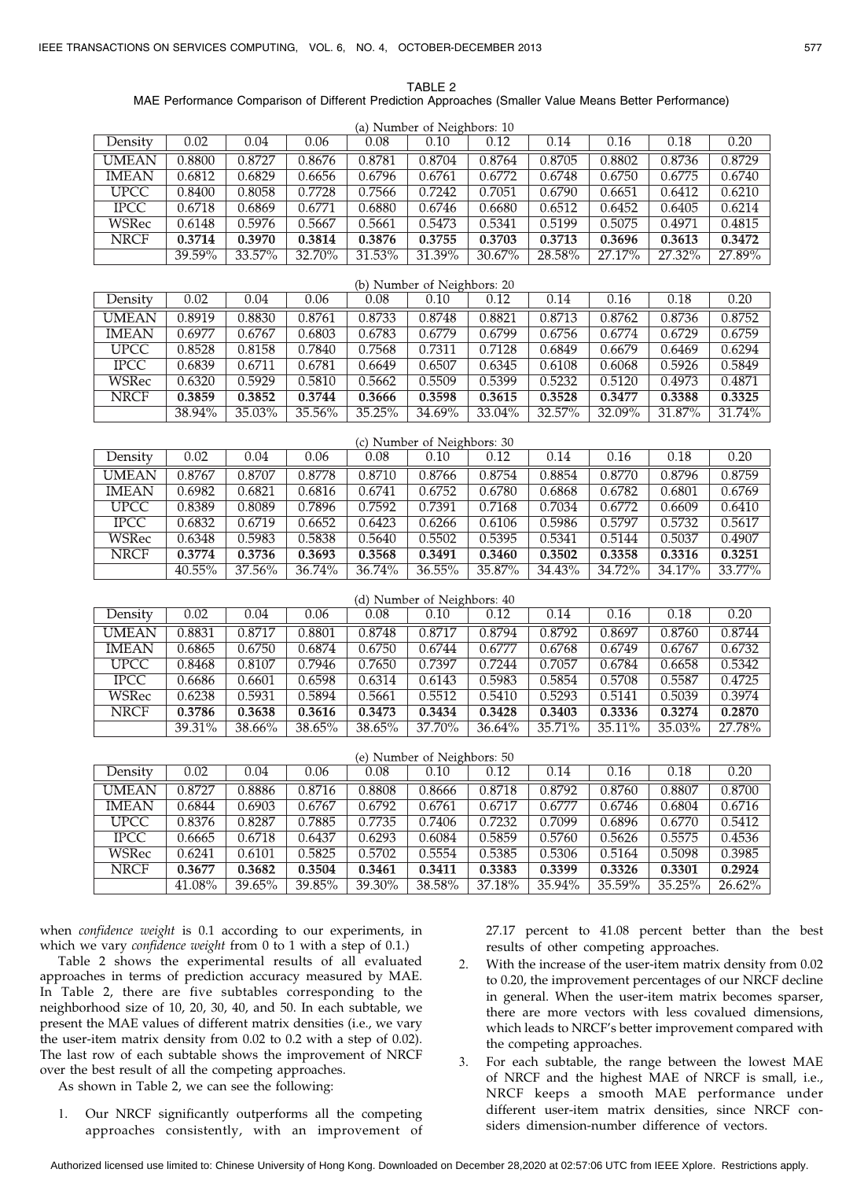TABLE 2
MAE Performance Comparison of Different Prediction Approaches (Smaller Value Means Better Performance)

(a) Number of Neighbors: 10

| Density | 0.02 | 0.04 | 0.06 | 0.08 | 0.10 | 0.12 | 0.14 | 0.16 | 0.18 | 0.20 |
|---|---|---|---|---|---|---|---|---|---|---|
| UMEAN | 0.8800 | 0.8727 | 0.8676 | 0.8781 | 0.8704 | 0.8764 | 0.8705 | 0.8802 | 0.8736 | 0.8729 |
| IMEAN | 0.6812 | 0.6829 | 0.6656 | 0.6796 | 0.6761 | 0.6772 | 0.6748 | 0.6750 | 0.6775 | 0.6740 |
| UPCC | 0.8400 | 0.8058 | 0.7728 | 0.7566 | 0.7242 | 0.7051 | 0.6790 | 0.6651 | 0.6412 | 0.6210 |
| IPCC | 0.6718 | 0.6869 | 0.6771 | 0.6880 | 0.6746 | 0.6680 | 0.6512 | 0.6452 | 0.6405 | 0.6214 |
| WSRec | 0.6148 | 0.5976 | 0.5667 | 0.5661 | 0.5473 | 0.5341 | 0.5199 | 0.5075 | 0.4971 | 0.4815 |
| NRCF | **0.3714** | **0.3970** | **0.3814** | **0.3876** | **0.3755** | **0.3703** | **0.3713** | **0.3696** | **0.3613** | **0.3472** |
| | 39.59% | 33.57% | 32.70% | 31.53% | 31.39% | 30.67% | 28.58% | 27.17% | 27.32% | 27.89% |

(b) Number of Neighbors: 20

| Density | 0.02 | 0.04 | 0.06 | 0.08 | 0.10 | 0.12 | 0.14 | 0.16 | 0.18 | 0.20 |
|---|---|---|---|---|---|---|---|---|---|---|
| UMEAN | 0.8919 | 0.8830 | 0.8761 | 0.8733 | 0.8748 | 0.8821 | 0.8713 | 0.8762 | 0.8736 | 0.8752 |
| IMEAN | 0.6977 | 0.6767 | 0.6803 | 0.6783 | 0.6779 | 0.6799 | 0.6756 | 0.6774 | 0.6729 | 0.6759 |
| UPCC | 0.8528 | 0.8158 | 0.7840 | 0.7568 | 0.7311 | 0.7128 | 0.6849 | 0.6679 | 0.6469 | 0.6294 |
| IPCC | 0.6839 | 0.6711 | 0.6781 | 0.6649 | 0.6507 | 0.6345 | 0.6108 | 0.6068 | 0.5926 | 0.5849 |
| WSRec | 0.6320 | 0.5929 | 0.5810 | 0.5662 | 0.5509 | 0.5399 | 0.5232 | 0.5120 | 0.4973 | 0.4871 |
| NRCF | **0.3859** | **0.3852** | **0.3744** | **0.3666** | **0.3598** | **0.3615** | **0.3528** | **0.3477** | **0.3388** | **0.3325** |
| | 38.94% | 35.03% | 35.56% | 35.25% | 34.69% | 33.04% | 32.57% | 32.09% | 31.87% | 31.74% |

(c) Number of Neighbors: 30

| Density | 0.02 | 0.04 | 0.06 | 0.08 | 0.10 | 0.12 | 0.14 | 0.16 | 0.18 | 0.20 |
|---|---|---|---|---|---|---|---|---|---|---|
| UMEAN | 0.8767 | 0.8707 | 0.8778 | 0.8710 | 0.8766 | 0.8754 | 0.8854 | 0.8770 | 0.8796 | 0.8759 |
| IMEAN | 0.6982 | 0.6821 | 0.6816 | 0.6741 | 0.6752 | 0.6780 | 0.6868 | 0.6782 | 0.6801 | 0.6769 |
| UPCC | 0.8389 | 0.8089 | 0.7896 | 0.7592 | 0.7391 | 0.7168 | 0.7034 | 0.6772 | 0.6609 | 0.6410 |
| IPCC | 0.6832 | 0.6719 | 0.6652 | 0.6423 | 0.6266 | 0.6106 | 0.5986 | 0.5797 | 0.5732 | 0.5617 |
| WSRec | 0.6348 | 0.5983 | 0.5838 | 0.5640 | 0.5502 | 0.5395 | 0.5341 | 0.5144 | 0.5037 | 0.4907 |
| NRCF | **0.3774** | **0.3736** | **0.3693** | **0.3568** | **0.3491** | **0.3460** | **0.3502** | **0.3358** | **0.3316** | **0.3251** |
| | 40.55% | 37.56% | 36.74% | 36.74% | 36.55% | 35.87% | 34.43% | 34.72% | 34.17% | 33.77% |

(d) Number of Neighbors: 40

| Density | 0.02 | 0.04 | 0.06 | 0.08 | 0.10 | 0.12 | 0.14 | 0.16 | 0.18 | 0.20 |
|---|---|---|---|---|---|---|---|---|---|---|
| UMEAN | 0.8831 | 0.8717 | 0.8801 | 0.8748 | 0.8717 | 0.8794 | 0.8792 | 0.8697 | 0.8760 | 0.8744 |
| IMEAN | 0.6865 | 0.6750 | 0.6874 | 0.6750 | 0.6744 | 0.6777 | 0.6768 | 0.6749 | 0.6767 | 0.6732 |
| UPCC | 0.8468 | 0.8107 | 0.7946 | 0.7650 | 0.7397 | 0.7244 | 0.7057 | 0.6784 | 0.6658 | 0.5342 |
| IPCC | 0.6686 | 0.6601 | 0.6598 | 0.6314 | 0.6143 | 0.5983 | 0.5854 | 0.5708 | 0.5587 | 0.4725 |
| WSRec | 0.6238 | 0.5931 | 0.5894 | 0.5661 | 0.5512 | 0.5410 | 0.5293 | 0.5141 | 0.5039 | 0.3974 |
| NRCF | **0.3786** | **0.3638** | **0.3616** | **0.3473** | **0.3434** | **0.3428** | **0.3403** | **0.3336** | **0.3274** | **0.2870** |
| | 39.31% | 38.66% | 38.65% | 38.65% | 37.70% | 36.64% | 35.71% | 35.11% | 35.03% | 27.78% |

(e) Number of Neighbors: 50

| Density | 0.02 | 0.04 | 0.06 | 0.08 | 0.10 | 0.12 | 0.14 | 0.16 | 0.18 | 0.20 |
|---|---|---|---|---|---|---|---|---|---|---|
| UMEAN | 0.8727 | 0.8886 | 0.8716 | 0.8808 | 0.8666 | 0.8718 | 0.8792 | 0.8760 | 0.8807 | 0.8700 |
| IMEAN | 0.6844 | 0.6903 | 0.6767 | 0.6792 | 0.6761 | 0.6717 | 0.6777 | 0.6746 | 0.6804 | 0.6716 |
| UPCC | 0.8376 | 0.8287 | 0.7885 | 0.7735 | 0.7406 | 0.7232 | 0.7099 | 0.6896 | 0.6770 | 0.5412 |
| IPCC | 0.6665 | 0.6718 | 0.6437 | 0.6293 | 0.6084 | 0.5859 | 0.5760 | 0.5626 | 0.5575 | 0.4536 |
| WSRec | 0.6241 | 0.6101 | 0.5825 | 0.5702 | 0.5554 | 0.5385 | 0.5306 | 0.5164 | 0.5098 | 0.3985 |
| NRCF | **0.3677** | **0.3682** | **0.3504** | **0.3461** | **0.3411** | **0.3383** | **0.3399** | **0.3326** | **0.3301** | **0.2924** |
| | 41.08% | 39.65% | 39.85% | 39.30% | 38.58% | 37.18% | 35.94% | 35.59% | 35.25% | 26.62% |

when *confidence weight* is 0.1 according to our experiments, in which we vary *confidence weight* from 0 to 1 with a step of 0.1.)

Table 2 shows the experimental results of all evaluated approaches in terms of prediction accuracy measured by MAE. In Table 2, there are five subtables corresponding to the neighborhood size of 10, 20, 30, 40, and 50. In each subtable, we present the MAE values of different matrix densities (i.e., we vary the user-item matrix density from 0.02 to 0.2 with a step of 0.02). The last row of each subtable shows the improvement of NRCF over the best result of all the competing approaches.

As shown in Table 2, we can see the following:

1. Our NRCF significantly outperforms all the competing approaches consistently, with an improvement of 27.17 percent to 41.08 percent better than the best results of other competing approaches.
2. With the increase of the user-item matrix density from 0.02 to 0.20, the improvement percentages of our NRCF decline in general. When the user-item matrix becomes sparser, there are more vectors with less covalued dimensions, which leads to NRCF's better improvement compared with the competing approaches.
3. For each subtable, the range between the lowest MAE of NRCF and the highest MAE of NRCF is small, i.e., NRCF keeps a smooth MAE performance under different user-item matrix densities, since NRCF considers dimension-number difference of vectors.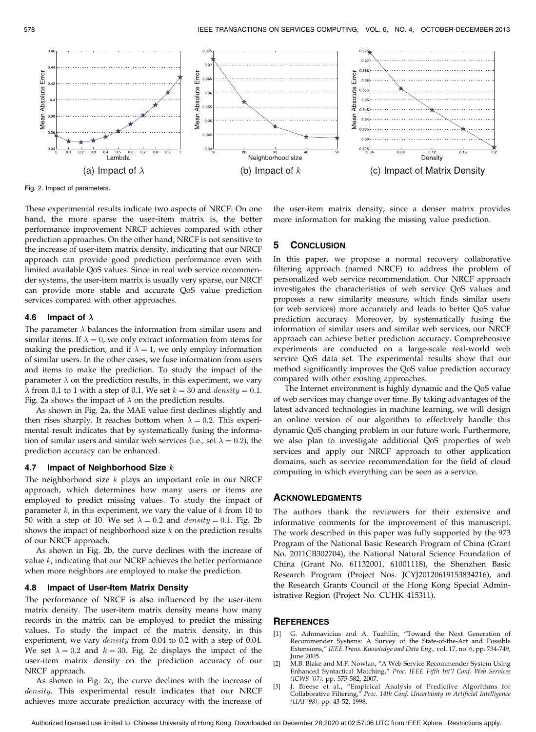(a) Impact of $\lambda$ (b) Impact of $k$ (c) Impact of Matrix Density

Fig. 2. Impact of parameters.

These experimental results indicate two aspects of NRCF: On one hand, the more sparse the user-item matrix is, the better performance improvement NRCF achieves compared with other prediction approaches. On the other hand, NRCF is not sensitive to the increase of user-item matrix density, indicating that our NRCF approach can provide good prediction performance even with limited available QoS values. Since in real web service recommender systems, the user-item matrix is usually very sparse, our NRCF can provide more stable and accurate QoS value prediction services compared with other approaches.

### 4.6 Impact of $\lambda$

The parameter $\lambda$ balances the information from similar users and similar items. If $\lambda = 0$, we only extract information from items for making the prediction, and if $\lambda = 1$, we only employ information of similar users. In the other cases, we fuse information from users and items to make the prediction. To study the impact of the parameter $\lambda$ on the prediction results, in this experiment, we vary $\lambda$ from 0.1 to 1 with a step of 0.1. We set $k = 30$ and $density = 0.1$. Fig. 2a shows the impact of $\lambda$ on the prediction results.

As shown in Fig. 2a, the MAE value first declines slightly and then rises sharply. It reaches bottom when $\lambda = 0.2$. This experimental result indicates that by systematically fusing the information of similar users and similar web services (i.e., set $\lambda = 0.2$), the prediction accuracy can be enhanced.

### 4.7 Impact of Neighborhood Size $k$

The neighborhood size $k$ plays an important role in our NRCF approach, which determines how many users or items are employed to predict missing values. To study the impact of parameter $k$, in this experiment, we vary the value of $k$ from 10 to 50 with a step of 10. We set $\lambda = 0.2$ and $density = 0.1$. Fig. 2b shows the impact of neighborhood size $k$ on the prediction results of our NRCF approach.

As shown in Fig. 2b, the curve declines with the increase of value $k$, indicating that our NCRF achieves the better performance when more neighbors are employed to make the prediction.

### 4.8 Impact of User-Item Matrix Density

The performance of NRCF is also influenced by the user-item matrix density. The user-item matrix density means how many records in the matrix can be employed to predict the missing values. To study the impact of the matrix density, in this experiment, we vary $density$ from 0.04 to 0.2 with a step of 0.04. We set $\lambda = 0.2$ and $k = 30$. Fig. 2c displays the impact of the user-item matrix density on the prediction accuracy of our NRCF approach.

As shown in Fig. 2c, the curve declines with the increase of $density$. This experimental result indicates that our NRCF achieves more accurate prediction accuracy with the increase of the user-item matrix density, since a denser matrix provides more information for making the missing value prediction.

## 5 Conclusion

In this paper, we propose a normal recovery collaborative filtering approach (named NRCF) to address the problem of personalized web service recommendation. Our NRCF approach investigates the characteristics of web service QoS values and proposes a new similarity measure, which finds similar users (or web services) more accurately and leads to better QoS value prediction accuracy. Moreover, by systematically fusing the information of similar users and similar web services, our NRCF approach can achieve better prediction accuracy. Comprehensive experiments are conducted on a large-scale real-world web service QoS data set. The experimental results show that our method significantly improves the QoS value prediction accuracy compared with other existing approaches.

The Internet environment is highly dynamic and the QoS value of web services may change over time. By taking advantages of the latest advanced technologies in machine learning, we will design an online version of our algorithm to effectively handle this dynamic QoS changing problem in our future work. Furthermore, we also plan to investigate additional QoS properties of web services and apply our NRCF approach to other application domains, such as service recommendation for the field of cloud computing in which everything can be seen as a service.

## Acknowledgments

The authors thank the reviewers for their extensive and informative comments for the improvement of this manuscript. The work described in this paper was fully supported by the 973 Program of the National Basic Research Program of China (Grant No. 2011CB302704), the National Natural Science Foundation of China (Grant No. 61132001, 61001118), the Shenzhen Basic Research Program (Project Nos. JCYJ20120619153834216), and the Research Grants Council of the Hong Kong Special Administrative Region (Project No. CUHK 415311).

## References

[1] G. Adomavicius and A. Tuzhilin, "Toward the Next Generation of Recommender Systems: A Survey of the State-of-the-Art and Possible Extensions," *IEEE Trans. Knowledge and Data Eng.*, vol. 17, no. 6, pp. 734-749, June 2005.

[2] M.B. Blake and M.F. Nowlan, "A Web Service Recommender System Using Enhanced Syntactical Matching," *Proc. IEEE Fifth Int'l Conf. Web Services (ICWS '07)*, pp. 575-582, 2007.

[3] J. Breese et al., "Empirical Analysis of Predictive Algorithms for Collaborative Filtering," *Proc. 14th Conf. Uncertainty in Artificial Intelligence (UAI '98)*, pp. 43-52, 1998.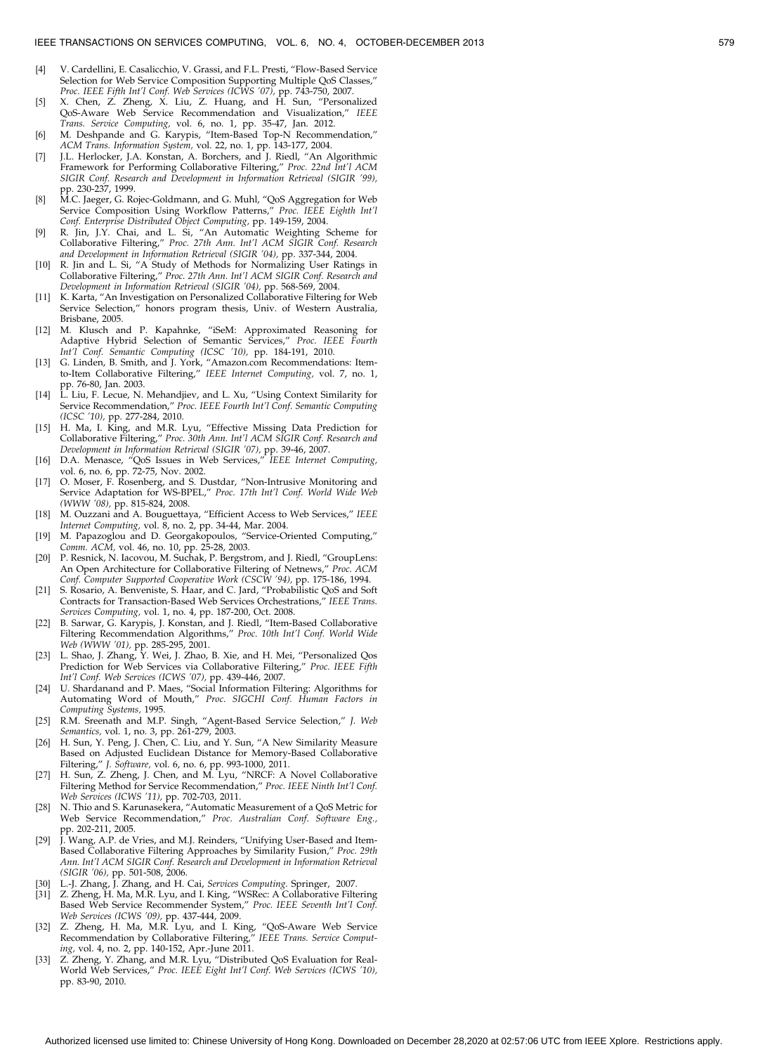[4] V. Cardellini, E. Casalicchio, V. Grassi, and F.L. Presti, "Flow-Based Service Selection for Web Service Composition Supporting Multiple QoS Classes," *Proc. IEEE Fifth Int'l Conf. Web Services (ICWS '07),* pp. 743-750, 2007.

[5] X. Chen, Z. Zheng, X. Liu, Z. Huang, and H. Sun, "Personalized QoS-Aware Web Service Recommendation and Visualization," *IEEE Trans. Service Computing,* vol. 6, no. 1, pp. 35-47, Jan. 2012.

[6] M. Deshpande and G. Karypis, "Item-Based Top-N Recommendation," *ACM Trans. Information System,* vol. 22, no. 1, pp. 143-177, 2004.

[7] J.L. Herlocker, J.A. Konstan, A. Borchers, and J. Riedl, "An Algorithmic Framework for Performing Collaborative Filtering," *Proc. 22nd Int'l ACM SIGIR Conf. Research and Development in Information Retrieval (SIGIR '99),* pp. 230-237, 1999.

[8] M.C. Jaeger, G. Rojec-Goldmann, and G. Muhl, "QoS Aggregation for Web Service Composition Using Workflow Patterns," *Proc. IEEE Eighth Int'l Conf. Enterprise Distributed Object Computing,* pp. 149-159, 2004.

[9] R. Jin, J.Y. Chai, and L. Si, "An Automatic Weighting Scheme for Collaborative Filtering," *Proc. 27th Ann. Int'l ACM SIGIR Conf. Research and Development in Information Retrieval (SIGIR '04),* pp. 337-344, 2004.

[10] R. Jin and L. Si, "A Study of Methods for Normalizing User Ratings in Collaborative Filtering," *Proc. 27th Ann. Int'l ACM SIGIR Conf. Research and Development in Information Retrieval (SIGIR '04),* pp. 568-569, 2004.

[11] K. Karta, "An Investigation on Personalized Collaborative Filtering for Web Service Selection," honors program thesis, Univ. of Western Australia, Brisbane, 2005.

[12] M. Klusch and P. Kapahnke, "iSeM: Approximated Reasoning for Adaptive Hybrid Selection of Semantic Services," *Proc. IEEE Fourth Int'l Conf. Semantic Computing (ICSC '10),* pp. 184-191, 2010.

[13] G. Linden, B. Smith, and J. York, "Amazon.com Recommendations: Item-to-Item Collaborative Filtering," *IEEE Internet Computing,* vol. 7, no. 1, pp. 76-80, Jan. 2003.

[14] L. Liu, F. Lecue, N. Mehandjiev, and L. Xu, "Using Context Similarity for Service Recommendation," *Proc. IEEE Fourth Int'l Conf. Semantic Computing (ICSC '10),* pp. 277-284, 2010.

[15] H. Ma, I. King, and M.R. Lyu, "Effective Missing Data Prediction for Collaborative Filtering," *Proc. 30th Ann. Int'l ACM SIGIR Conf. Research and Development in Information Retrieval (SIGIR '07),* pp. 39-46, 2007.

[16] D.A. Menasce, "QoS Issues in Web Services," *IEEE Internet Computing,* vol. 6, no. 6, pp. 72-75, Nov. 2002.

[17] O. Moser, F. Rosenberg, and S. Dustdar, "Non-Intrusive Monitoring and Service Adaptation for WS-BPEL," *Proc. 17th Int'l Conf. World Wide Web (WWW '08),* pp. 815-824, 2008.

[18] M. Ouzzani and A. Bouguettaya, "Efficient Access to Web Services," *IEEE Internet Computing,* vol. 8, no. 2, pp. 34-44, Mar. 2004.

[19] M. Papazoglou and D. Georgakopoulos, "Service-Oriented Computing," *Comm. ACM,* vol. 46, no. 10, pp. 25-28, 2003.

[20] P. Resnick, N. Iacovou, M. Suchak, P. Bergstrom, and J. Riedl, "GroupLens: An Open Architecture for Collaborative Filtering of Netnews," *Proc. ACM Conf. Computer Supported Cooperative Work (CSCW '94),* pp. 175-186, 1994.

[21] S. Rosario, A. Benveniste, S. Haar, and C. Jard, "Probabilistic QoS and Soft Contracts for Transaction-Based Web Services Orchestrations," *IEEE Trans. Services Computing,* vol. 1, no. 4, pp. 187-200, Oct. 2008.

[22] B. Sarwar, G. Karypis, J. Konstan, and J. Riedl, "Item-Based Collaborative Filtering Recommendation Algorithms," *Proc. 10th Int'l Conf. World Wide Web (WWW '01),* pp. 285-295, 2001.

[23] L. Shao, J. Zhang, Y. Wei, J. Zhao, B. Xie, and H. Mei, "Personalized Qos Prediction for Web Services via Collaborative Filtering," *Proc. IEEE Fifth Int'l Conf. Web Services (ICWS '07),* pp. 439-446, 2007.

[24] U. Shardanand and P. Maes, "Social Information Filtering: Algorithms for Automating Word of Mouth," *Proc. SIGCHI Conf. Human Factors in Computing Systems,* 1995.

[25] R.M. Sreenath and M.P. Singh, "Agent-Based Service Selection," *J. Web Semantics,* vol. 1, no. 3, pp. 261-279, 2003.

[26] H. Sun, Y. Peng, J. Chen, C. Liu, and Y. Sun, "A New Similarity Measure Based on Adjusted Euclidean Distance for Memory-Based Collaborative Filtering," *J. Software,* vol. 6, no. 6, pp. 993-1000, 2011.

[27] H. Sun, Z. Zheng, J. Chen, and M. Lyu, "NRCF: A Novel Collaborative Filtering Method for Service Recommendation," *Proc. IEEE Ninth Int'l Conf. Web Services (ICWS '11),* pp. 702-703, 2011.

[28] N. Thio and S. Karunasekera, "Automatic Measurement of a QoS Metric for Web Service Recommendation," *Proc. Australian Conf. Software Eng.,* pp. 202-211, 2005.

[29] J. Wang, A.P. de Vries, and M.J. Reinders, "Unifying User-Based and Item-Based Collaborative Filtering Approaches by Similarity Fusion," *Proc. 29th Ann. Int'l ACM SIGIR Conf. Research and Development in Information Retrieval (SIGIR '06),* pp. 501-508, 2006.

[30] L.-J. Zhang, J. Zhang, and H. Cai, *Services Computing.* Springer, 2007.

[31] Z. Zheng, H. Ma, M.R. Lyu, and I. King, "WSRec: A Collaborative Filtering Based Web Service Recommender System," *Proc. IEEE Seventh Int'l Conf. Web Services (ICWS '09),* pp. 437-444, 2009.

[32] Z. Zheng, H. Ma, M.R. Lyu, and I. King, "QoS-Aware Web Service Recommendation by Collaborative Filtering," *IEEE Trans. Service Computing,* vol. 4, no. 2, pp. 140-152, Apr.-June 2011.

[33] Z. Zheng, Y. Zhang, and M.R. Lyu, "Distributed QoS Evaluation for Real-World Web Services," *Proc. IEEE Eight Int'l Conf. Web Services (ICWS '10),* pp. 83-90, 2010.